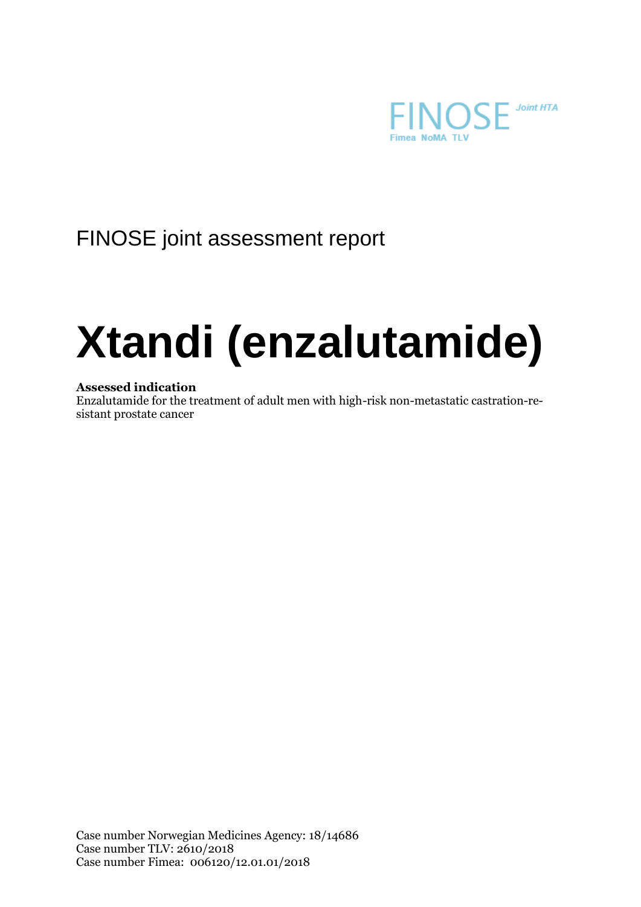FINOSE Joint HTA

Fimea NoMA TLV

FINOSE joint assessment report

# Xtandi (enzalutamide)

**Assessed indication**

Enzalutamide for the treatment of adult men with high-risk non-metastatic castration-resistant prostate cancer

Case number Norwegian Medicines Agency: 18/14686

Case number TLV: 2610/2018

Case number Fimea: 006120/12.01.01/2018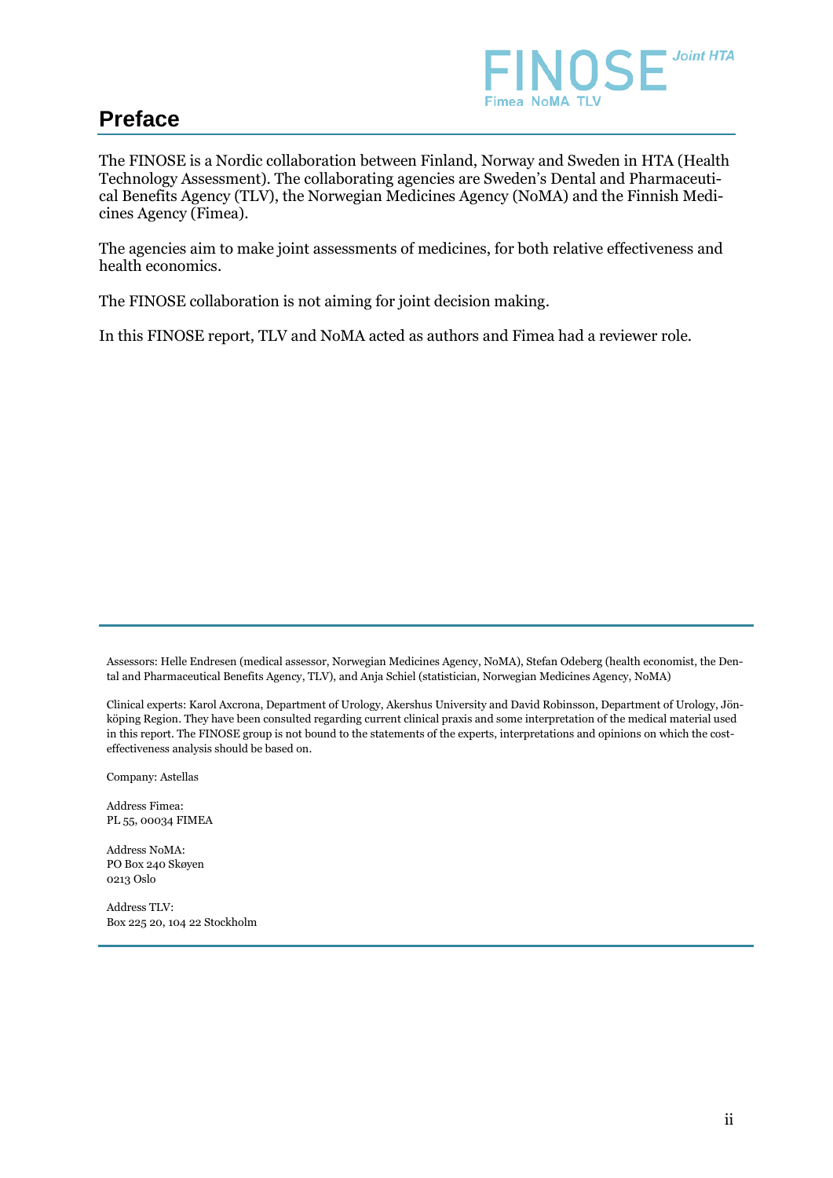# Preface

The FINOSE is a Nordic collaboration between Finland, Norway and Sweden in HTA (Health Technology Assessment). The collaborating agencies are Sweden's Dental and Pharmaceutical Benefits Agency (TLV), the Norwegian Medicines Agency (NoMA) and the Finnish Medicines Agency (Fimea).

The agencies aim to make joint assessments of medicines, for both relative effectiveness and health economics.

The FINOSE collaboration is not aiming for joint decision making.

In this FINOSE report, TLV and NoMA acted as authors and Fimea had a reviewer role.

---

Assessors: Helle Endresen (medical assessor, Norwegian Medicines Agency, NoMA), Stefan Odeberg (health economist, the Dental and Pharmaceutical Benefits Agency, TLV), and Anja Schiel (statistician, Norwegian Medicines Agency, NoMA)

Clinical experts: Karol Axcrona, Department of Urology, Akershus University and David Robinsson, Department of Urology, Jönköping Region. They have been consulted regarding current clinical praxis and some interpretation of the medical material used in this report. The FINOSE group is not bound to the statements of the experts, interpretations and opinions on which the cost-effectiveness analysis should be based on.

Company: Astellas

Address Fimea:
PL 55, 00034 FIMEA

Address NoMA:
PO Box 240 Skøyen
0213 Oslo

Address TLV:
Box 225 20, 104 22 Stockholm

---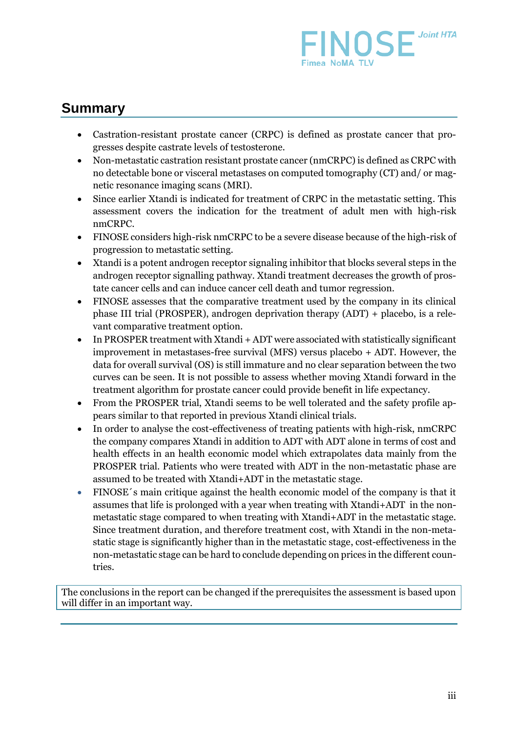## Summary

- Castration-resistant prostate cancer (CRPC) is defined as prostate cancer that progresses despite castrate levels of testosterone.
- Non-metastatic castration resistant prostate cancer (nmCRPC) is defined as CRPC with no detectable bone or visceral metastases on computed tomography (CT) and/ or magnetic resonance imaging scans (MRI).
- Since earlier Xtandi is indicated for treatment of CRPC in the metastatic setting. This assessment covers the indication for the treatment of adult men with high-risk nmCRPC.
- FINOSE considers high-risk nmCRPC to be a severe disease because of the high-risk of progression to metastatic setting.
- Xtandi is a potent androgen receptor signaling inhibitor that blocks several steps in the androgen receptor signalling pathway. Xtandi treatment decreases the growth of prostate cancer cells and can induce cancer cell death and tumor regression.
- FINOSE assesses that the comparative treatment used by the company in its clinical phase III trial (PROSPER), androgen deprivation therapy (ADT) + placebo, is a relevant comparative treatment option.
- In PROSPER treatment with Xtandi + ADT were associated with statistically significant improvement in metastases-free survival (MFS) versus placebo + ADT. However, the data for overall survival (OS) is still immature and no clear separation between the two curves can be seen. It is not possible to assess whether moving Xtandi forward in the treatment algorithm for prostate cancer could provide benefit in life expectancy.
- From the PROSPER trial, Xtandi seems to be well tolerated and the safety profile appears similar to that reported in previous Xtandi clinical trials.
- In order to analyse the cost-effectiveness of treating patients with high-risk, nmCRPC the company compares Xtandi in addition to ADT with ADT alone in terms of cost and health effects in an health economic model which extrapolates data mainly from the PROSPER trial. Patients who were treated with ADT in the non-metastatic phase are assumed to be treated with Xtandi+ADT in the metastatic stage.
- FINOSE´s main critique against the health economic model of the company is that it assumes that life is prolonged with a year when treating with Xtandi+ADT in the non-metastatic stage compared to when treating with Xtandi+ADT in the metastatic stage. Since treatment duration, and therefore treatment cost, with Xtandi in the non-metastatic stage is significantly higher than in the metastatic stage, cost-effectiveness in the non-metastatic stage can be hard to conclude depending on prices in the different countries.

The conclusions in the report can be changed if the prerequisites the assessment is based upon will differ in an important way.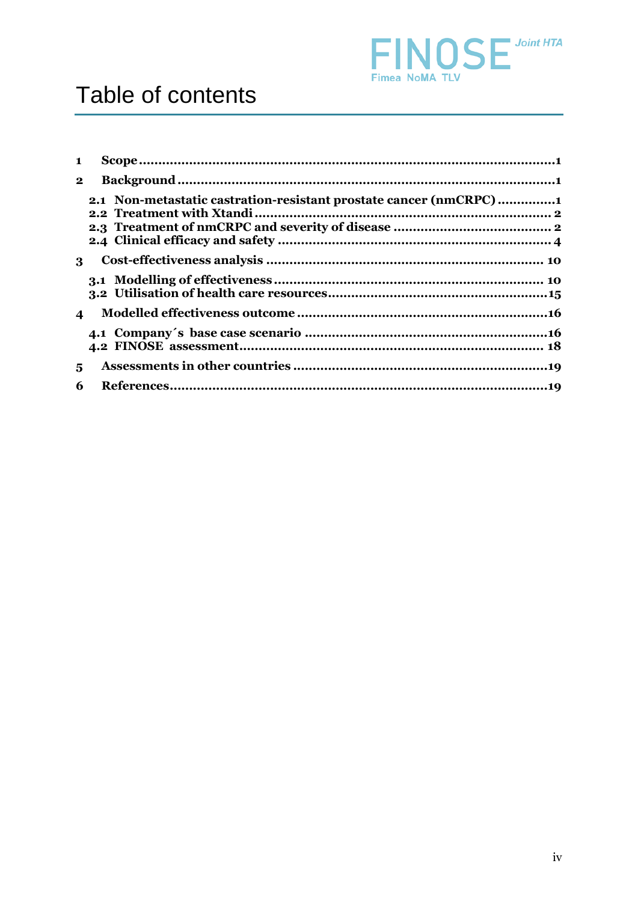# Table of contents

1 Scope ... 1

2 Background ... 1

- 2.1 Non-metastatic castration-resistant prostate cancer (nmCRPC) ... 1
- 2.2 Treatment with Xtandi ... 2
- 2.3 Treatment of nmCRPC and severity of disease ... 2
- 2.4 Clinical efficacy and safety ... 4

3 Cost-effectiveness analysis ... 10

- 3.1 Modelling of effectiveness ... 10
- 3.2 Utilisation of health care resources ... 15

4 Modelled effectiveness outcome ... 16

- 4.1 Company´s base case scenario ... 16
- 4.2 FINOSE assessment ... 18

5 Assessments in other countries ... 19

6 References ... 19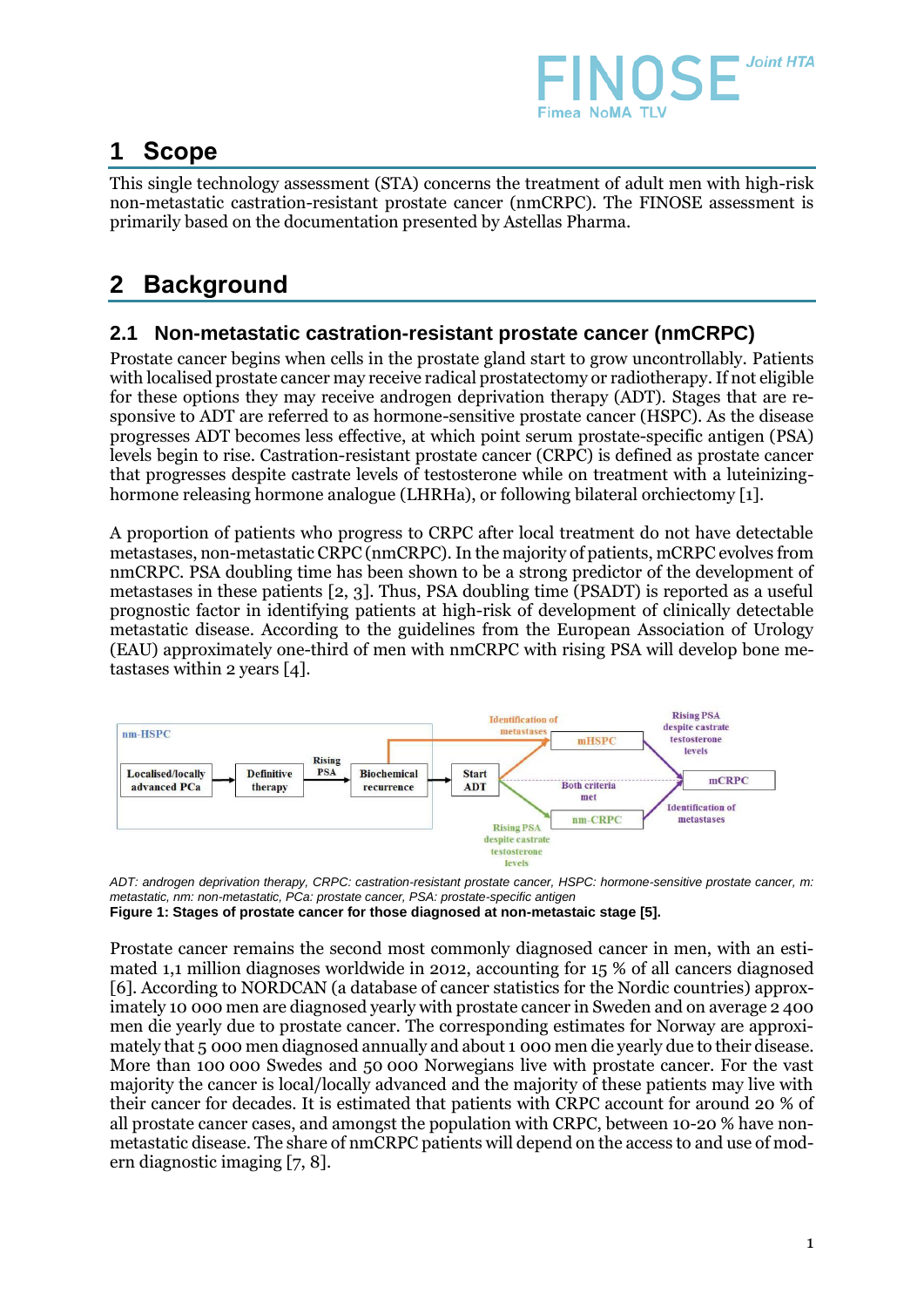# 1 Scope

This single technology assessment (STA) concerns the treatment of adult men with high-risk non-metastatic castration-resistant prostate cancer (nmCRPC). The FINOSE assessment is primarily based on the documentation presented by Astellas Pharma.

# 2 Background

## 2.1 Non-metastatic castration-resistant prostate cancer (nmCRPC)

Prostate cancer begins when cells in the prostate gland start to grow uncontrollably. Patients with localised prostate cancer may receive radical prostatectomy or radiotherapy. If not eligible for these options they may receive androgen deprivation therapy (ADT). Stages that are responsive to ADT are referred to as hormone-sensitive prostate cancer (HSPC). As the disease progresses ADT becomes less effective, at which point serum prostate-specific antigen (PSA) levels begin to rise. Castration-resistant prostate cancer (CRPC) is defined as prostate cancer that progresses despite castrate levels of testosterone while on treatment with a luteinizing-hormone releasing hormone analogue (LHRHa), or following bilateral orchiectomy [1].

A proportion of patients who progress to CRPC after local treatment do not have detectable metastases, non-metastatic CRPC (nmCRPC). In the majority of patients, mCRPC evolves from nmCRPC. PSA doubling time has been shown to be a strong predictor of the development of metastases in these patients [2, 3]. Thus, PSA doubling time (PSADT) is reported as a useful prognostic factor in identifying patients at high-risk of development of clinically detectable metastatic disease. According to the guidelines from the European Association of Urology (EAU) approximately one-third of men with nmCRPC with rising PSA will develop bone metastases within 2 years [4].

nm-HSPC: Localised/locally advanced PCa → Definitive therapy → (Rising PSA) → Biochemical recurrence → Start ADT

Start ADT → (Identification of metastases) → mHSPC → (Rising PSA despite castrate testosterone levels) → mCRPC

Start ADT → (Rising PSA despite castrate testosterone levels) → nm-CRPC → (Identification of metastases) → mCRPC

Start ADT → (Both criteria met) → mCRPC

*ADT: androgen deprivation therapy, CRPC: castration-resistant prostate cancer, HSPC: hormone-sensitive prostate cancer, m: metastatic, nm: non-metastatic, PCa: prostate cancer, PSA: prostate-specific antigen*

**Figure 1: Stages of prostate cancer for those diagnosed at non-metastaic stage [5].**

Prostate cancer remains the second most commonly diagnosed cancer in men, with an estimated 1,1 million diagnoses worldwide in 2012, accounting for 15 % of all cancers diagnosed [6]. According to NORDCAN (a database of cancer statistics for the Nordic countries) approximately 10 000 men are diagnosed yearly with prostate cancer in Sweden and on average 2 400 men die yearly due to prostate cancer. The corresponding estimates for Norway are approximately that 5 000 men diagnosed annually and about 1 000 men die yearly due to their disease. More than 100 000 Swedes and 50 000 Norwegians live with prostate cancer. For the vast majority the cancer is local/locally advanced and the majority of these patients may live with their cancer for decades. It is estimated that patients with CRPC account for around 20 % of all prostate cancer cases, and amongst the population with CRPC, between 10-20 % have non-metastatic disease. The share of nmCRPC patients will depend on the access to and use of modern diagnostic imaging [7, 8].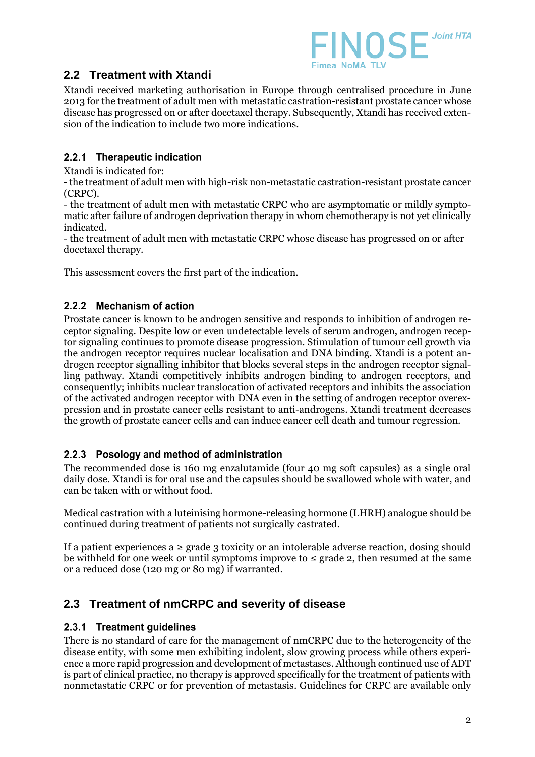## 2.2 Treatment with Xtandi

Xtandi received marketing authorisation in Europe through centralised procedure in June 2013 for the treatment of adult men with metastatic castration-resistant prostate cancer whose disease has progressed on or after docetaxel therapy. Subsequently, Xtandi has received extension of the indication to include two more indications.

### 2.2.1 Therapeutic indication

Xtandi is indicated for:
- the treatment of adult men with high-risk non-metastatic castration-resistant prostate cancer (CRPC).
- the treatment of adult men with metastatic CRPC who are asymptomatic or mildly symptomatic after failure of androgen deprivation therapy in whom chemotherapy is not yet clinically indicated.
- the treatment of adult men with metastatic CRPC whose disease has progressed on or after docetaxel therapy.

This assessment covers the first part of the indication.

### 2.2.2 Mechanism of action

Prostate cancer is known to be androgen sensitive and responds to inhibition of androgen receptor signaling. Despite low or even undetectable levels of serum androgen, androgen receptor signaling continues to promote disease progression. Stimulation of tumour cell growth via the androgen receptor requires nuclear localisation and DNA binding. Xtandi is a potent androgen receptor signalling inhibitor that blocks several steps in the androgen receptor signalling pathway. Xtandi competitively inhibits androgen binding to androgen receptors, and consequently; inhibits nuclear translocation of activated receptors and inhibits the association of the activated androgen receptor with DNA even in the setting of androgen receptor overexpression and in prostate cancer cells resistant to anti-androgens. Xtandi treatment decreases the growth of prostate cancer cells and can induce cancer cell death and tumour regression.

### 2.2.3 Posology and method of administration

The recommended dose is 160 mg enzalutamide (four 40 mg soft capsules) as a single oral daily dose. Xtandi is for oral use and the capsules should be swallowed whole with water, and can be taken with or without food.

Medical castration with a luteinising hormone-releasing hormone (LHRH) analogue should be continued during treatment of patients not surgically castrated.

If a patient experiences a ≥ grade 3 toxicity or an intolerable adverse reaction, dosing should be withheld for one week or until symptoms improve to ≤ grade 2, then resumed at the same or a reduced dose (120 mg or 80 mg) if warranted.

## 2.3 Treatment of nmCRPC and severity of disease

### 2.3.1 Treatment guidelines

There is no standard of care for the management of nmCRPC due to the heterogeneity of the disease entity, with some men exhibiting indolent, slow growing process while others experience a more rapid progression and development of metastases. Although continued use of ADT is part of clinical practice, no therapy is approved specifically for the treatment of patients with nonmetastatic CRPC or for prevention of metastasis. Guidelines for CRPC are available only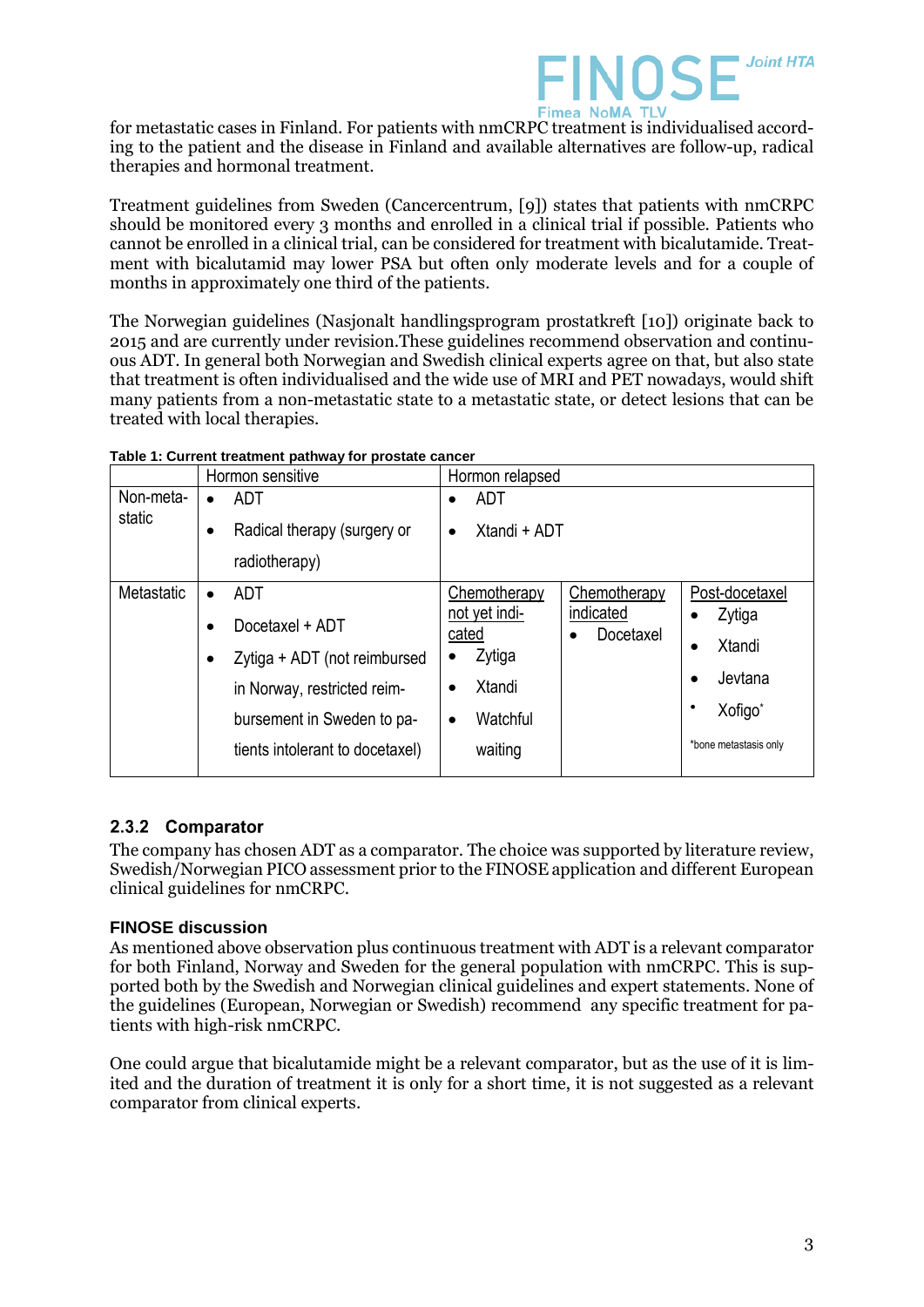for metastatic cases in Finland. For patients with nmCRPC treatment is individualised according to the patient and the disease in Finland and available alternatives are follow-up, radical therapies and hormonal treatment.

Treatment guidelines from Sweden (Cancercentrum, [9]) states that patients with nmCRPC should be monitored every 3 months and enrolled in a clinical trial if possible. Patients who cannot be enrolled in a clinical trial, can be considered for treatment with bicalutamide. Treatment with bicalutamid may lower PSA but often only moderate levels and for a couple of months in approximately one third of the patients.

The Norwegian guidelines (Nasjonalt handlingsprogram prostatkreft [10]) originate back to 2015 and are currently under revision.These guidelines recommend observation and continuous ADT. In general both Norwegian and Swedish clinical experts agree on that, but also state that treatment is often individualised and the wide use of MRI and PET nowadays, would shift many patients from a non-metastatic state to a metastatic state, or detect lesions that can be treated with local therapies.

**Table 1: Current treatment pathway for prostate cancer**

| | Hormon sensitive | Hormon relapsed | | |
|---|---|---|---|---|
| Non-metastatic | • ADT<br>• Radical therapy (surgery or radiotherapy) | • ADT<br>• Xtandi + ADT | | |
| Metastatic | • ADT<br>• Docetaxel + ADT<br>• Zytiga + ADT (not reimbursed in Norway, restricted reimbursement in Sweden to patients intolerant to docetaxel) | <u>Chemotherapy not yet indicated</u><br>• Zytiga<br>• Xtandi<br>• Watchful waiting | <u>Chemotherapy indicated</u><br>• Docetaxel | <u>Post-docetaxel</u><br>• Zytiga<br>• Xtandi<br>• Jevtana<br>• Xofigo*<br>*bone metastasis only |

### 2.3.2 Comparator

The company has chosen ADT as a comparator. The choice was supported by literature review, Swedish/Norwegian PICO assessment prior to the FINOSE application and different European clinical guidelines for nmCRPC.

#### FINOSE discussion

As mentioned above observation plus continuous treatment with ADT is a relevant comparator for both Finland, Norway and Sweden for the general population with nmCRPC. This is supported both by the Swedish and Norwegian clinical guidelines and expert statements. None of the guidelines (European, Norwegian or Swedish) recommend any specific treatment for patients with high-risk nmCRPC.

One could argue that bicalutamide might be a relevant comparator, but as the use of it is limited and the duration of treatment it is only for a short time, it is not suggested as a relevant comparator from clinical experts.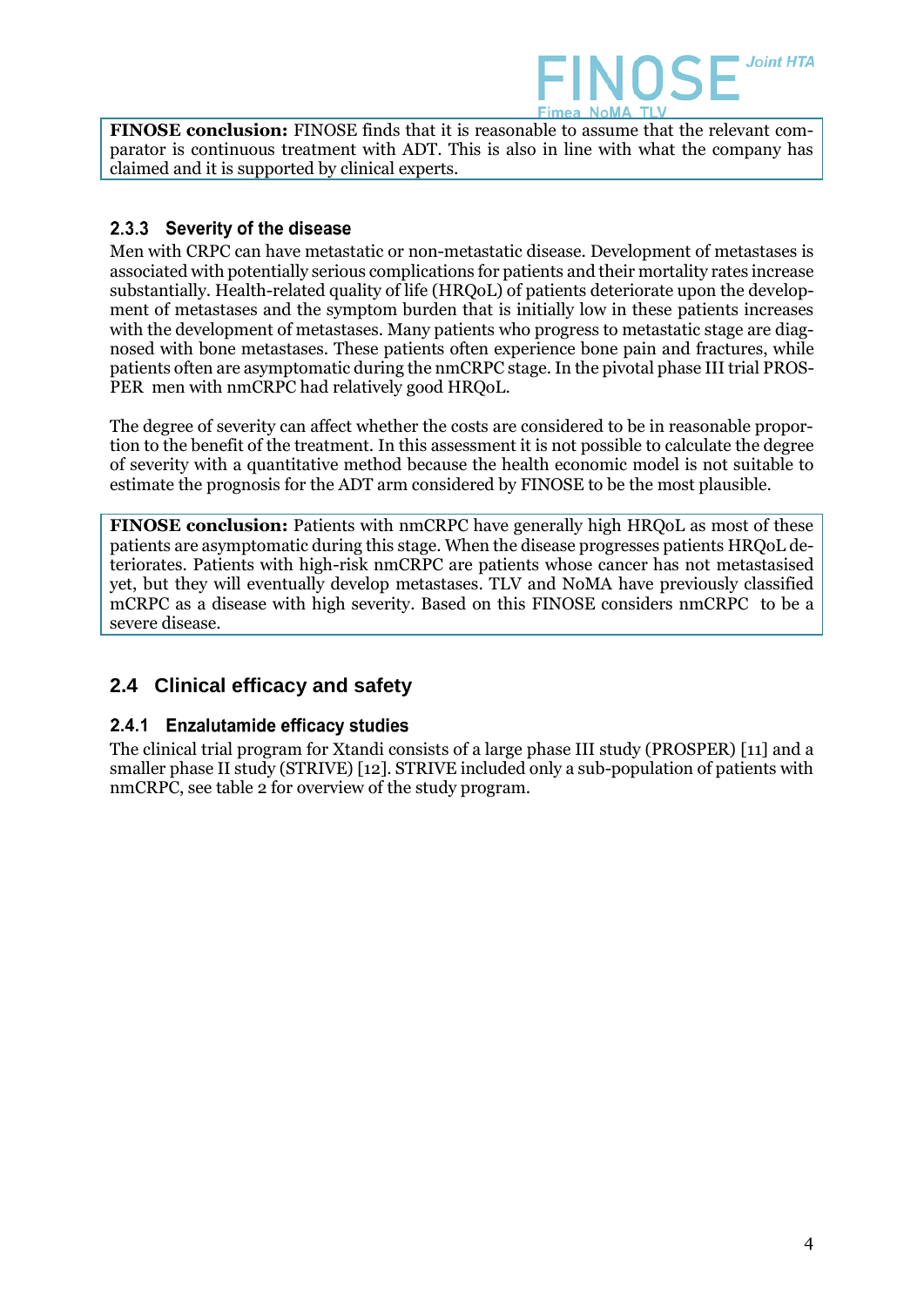**FINOSE conclusion:** FINOSE finds that it is reasonable to assume that the relevant comparator is continuous treatment with ADT. This is also in line with what the company has claimed and it is supported by clinical experts.

### 2.3.3 Severity of the disease

Men with CRPC can have metastatic or non-metastatic disease. Development of metastases is associated with potentially serious complications for patients and their mortality rates increase substantially. Health-related quality of life (HRQoL) of patients deteriorate upon the development of metastases and the symptom burden that is initially low in these patients increases with the development of metastases. Many patients who progress to metastatic stage are diagnosed with bone metastases. These patients often experience bone pain and fractures, while patients often are asymptomatic during the nmCRPC stage. In the pivotal phase III trial PROSPER men with nmCRPC had relatively good HRQoL.

The degree of severity can affect whether the costs are considered to be in reasonable proportion to the benefit of the treatment. In this assessment it is not possible to calculate the degree of severity with a quantitative method because the health economic model is not suitable to estimate the prognosis for the ADT arm considered by FINOSE to be the most plausible.

**FINOSE conclusion:** Patients with nmCRPC have generally high HRQoL as most of these patients are asymptomatic during this stage. When the disease progresses patients HRQoL deteriorates. Patients with high-risk nmCRPC are patients whose cancer has not metastasised yet, but they will eventually develop metastases. TLV and NoMA have previously classified mCRPC as a disease with high severity. Based on this FINOSE considers nmCRPC to be a severe disease.

## 2.4 Clinical efficacy and safety

### 2.4.1 Enzalutamide efficacy studies

The clinical trial program for Xtandi consists of a large phase III study (PROSPER) [11] and a smaller phase II study (STRIVE) [12]. STRIVE included only a sub-population of patients with nmCRPC, see table 2 for overview of the study program.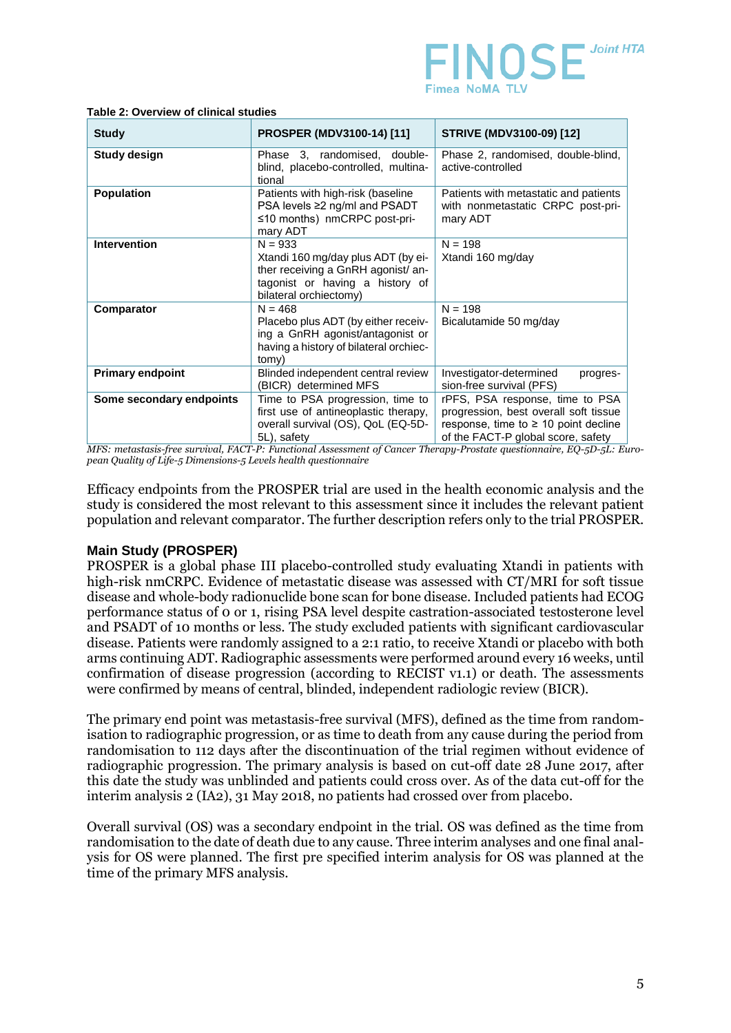**Table 2: Overview of clinical studies**

| Study | PROSPER (MDV3100-14) [11] | STRIVE (MDV3100-09) [12] |
|---|---|---|
| **Study design** | Phase 3, randomised, double-blind, placebo-controlled, multinational | Phase 2, randomised, double-blind, active-controlled |
| **Population** | Patients with high-risk (baseline PSA levels ≥2 ng/ml and PSADT ≤10 months) nmCRPC post-primary ADT | Patients with metastatic and patients with nonmetastatic CRPC post-primary ADT |
| **Intervention** | N = 933<br>Xtandi 160 mg/day plus ADT (by either receiving a GnRH agonist/ antagonist or having a history of bilateral orchiectomy) | N = 198<br>Xtandi 160 mg/day |
| **Comparator** | N = 468<br>Placebo plus ADT (by either receiving a GnRH agonist/antagonist or having a history of bilateral orchiectomy) | N = 198<br>Bicalutamide 50 mg/day |
| **Primary endpoint** | Blinded independent central review (BICR) determined MFS | Investigator-determined progression-free survival (PFS) |
| **Some secondary endpoints** | Time to PSA progression, time to first use of antineoplastic therapy, overall survival (OS), QoL (EQ-5D-5L), safety | rPFS, PSA response, time to PSA progression, best overall soft tissue response, time to ≥ 10 point decline of the FACT-P global score, safety |

*MFS: metastasis-free survival, FACT-P: Functional Assessment of Cancer Therapy-Prostate questionnaire, EQ-5D-5L: European Quality of Life-5 Dimensions-5 Levels health questionnaire*

Efficacy endpoints from the PROSPER trial are used in the health economic analysis and the study is considered the most relevant to this assessment since it includes the relevant patient population and relevant comparator. The further description refers only to the trial PROSPER.

### Main Study (PROSPER)

PROSPER is a global phase III placebo-controlled study evaluating Xtandi in patients with high-risk nmCRPC. Evidence of metastatic disease was assessed with CT/MRI for soft tissue disease and whole-body radionuclide bone scan for bone disease. Included patients had ECOG performance status of 0 or 1, rising PSA level despite castration-associated testosterone level and PSADT of 10 months or less. The study excluded patients with significant cardiovascular disease. Patients were randomly assigned to a 2:1 ratio, to receive Xtandi or placebo with both arms continuing ADT. Radiographic assessments were performed around every 16 weeks, until confirmation of disease progression (according to RECIST v1.1) or death. The assessments were confirmed by means of central, blinded, independent radiologic review (BICR).

The primary end point was metastasis-free survival (MFS), defined as the time from randomisation to radiographic progression, or as time to death from any cause during the period from randomisation to 112 days after the discontinuation of the trial regimen without evidence of radiographic progression. The primary analysis is based on cut-off date 28 June 2017, after this date the study was unblinded and patients could cross over. As of the data cut-off for the interim analysis 2 (IA2), 31 May 2018, no patients had crossed over from placebo.

Overall survival (OS) was a secondary endpoint in the trial. OS was defined as the time from randomisation to the date of death due to any cause. Three interim analyses and one final analysis for OS were planned. The first pre specified interim analysis for OS was planned at the time of the primary MFS analysis.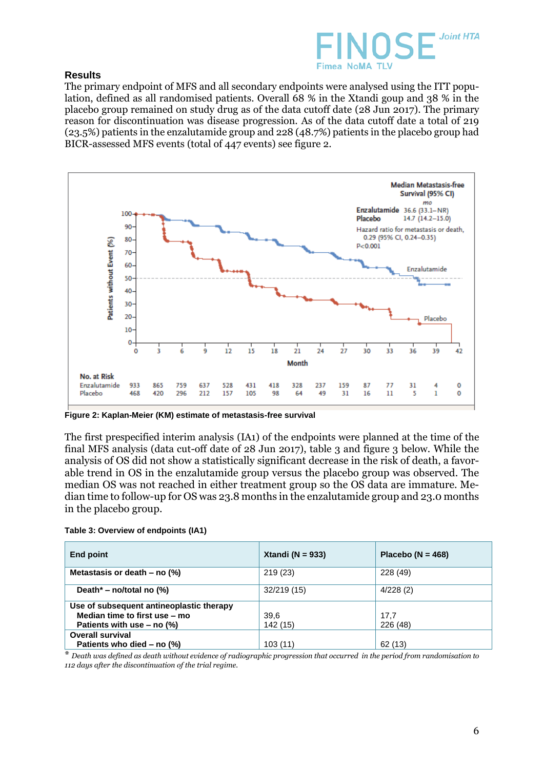### Results

The primary endpoint of MFS and all secondary endpoints were analysed using the ITT population, defined as all randomised patients. Overall 68 % in the Xtandi gorup and 38 % in the placebo group remained on study drug as of the data cutoff date (28 Jun 2017). The primary reason for discontinuation was disease progression. As of the data cutoff date a total of 219 (23.5%) patients in the enzalutamide group and 228 (48.7%) patients in the placebo group had BICR-assessed MFS events (total of 447 events) see figure 2.

**Figure 2: Kaplan-Meier (KM) estimate of metastasis-free survival**

The first prespecified interim analysis (IA1) of the endpoints were planned at the time of the final MFS analysis (data cut-off date of 28 Jun 2017), table 3 and figure 3 below. While the analysis of OS did not show a statistically significant decrease in the risk of death, a favorable trend in OS in the enzalutamide group versus the placebo group was observed. The median OS was not reached in either treatment group so the OS data are immature. Median time to follow-up for OS was 23.8 months in the enzalutamide group and 23.0 months in the placebo group.

**Table 3: Overview of endpoints (IA1)**

| End point | Xtandi (N = 933) | Placebo (N = 468) |
|---|---|---|
| **Metastasis or death – no (%)** | 219 (23) | 228 (49) |
| **Death* – no/total no (%)** | 32/219 (15) | 4/228 (2) |
| **Use of subsequent antineoplastic therapy** | | |
| **Median time to first use – mo** | 39,6 | 17,7 |
| **Patients with use – no (%)** | 142 (15) | 226 (48) |
| **Overall survival** | | |
| **Patients who died – no (%)** | 103 (11) | 62 (13) |

\* *Death was defined as death without evidence of radiographic progression that occurred in the period from randomisation to 112 days after the discontinuation of the trial regime.*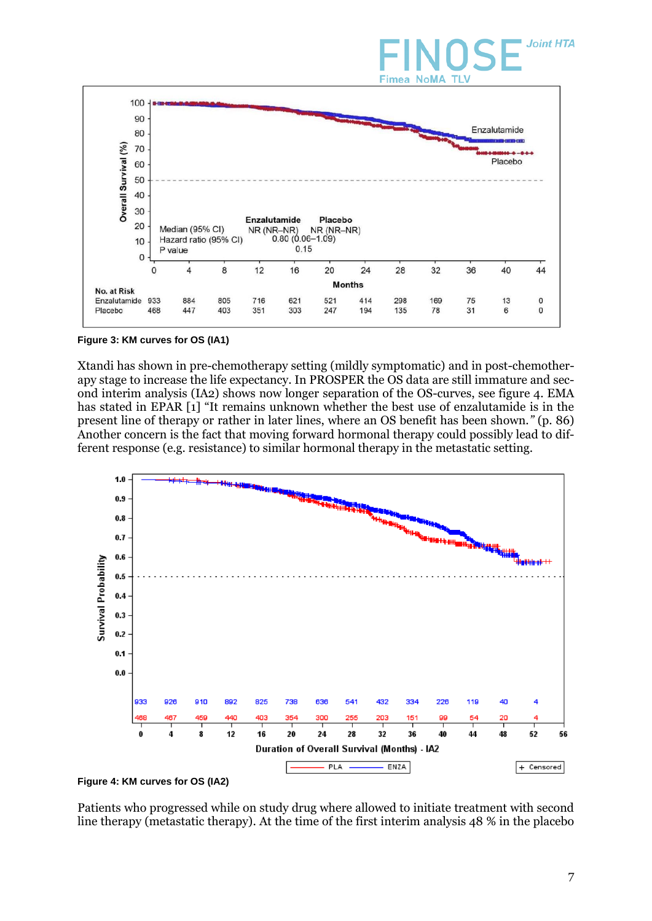**Figure 3: KM curves for OS (IA1)**

Xtandi has shown in pre-chemotherapy setting (mildly symptomatic) and in post-chemotherapy stage to increase the life expectancy. In PROSPER the OS data are still immature and second interim analysis (IA2) shows now longer separation of the OS-curves, see figure 4. EMA has stated in EPAR [1] "It remains unknown whether the best use of enzalutamide is in the present line of therapy or rather in later lines, where an OS benefit has been shown." (p. 86) Another concern is the fact that moving forward hormonal therapy could possibly lead to different response (e.g. resistance) to similar hormonal therapy in the metastatic setting.

**Figure 4: KM curves for OS (IA2)**

Patients who progressed while on study drug where allowed to initiate treatment with second line therapy (metastatic therapy). At the time of the first interim analysis 48 % in the placebo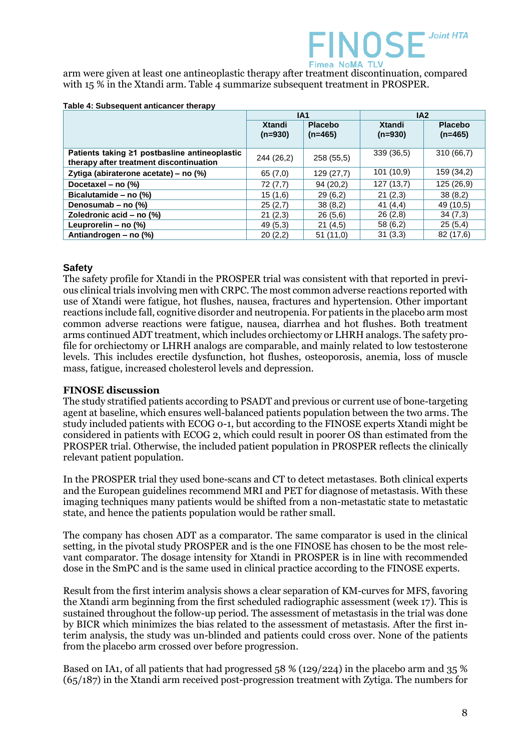arm were given at least one antineoplastic therapy after treatment discontinuation, compared with 15 % in the Xtandi arm. Table 4 summarize subsequent treatment in PROSPER.

**Table 4: Subsequent anticancer therapy**

| | IA1 | | IA2 | |
|---|---|---|---|---|
| | Xtandi (n=930) | Placebo (n=465) | Xtandi (n=930) | Placebo (n=465) |
| **Patients taking ≥1 postbasline antineoplastic therapy after treatment discontinuation** | 244 (26,2) | 258 (55,5) | 339 (36,5) | 310 (66,7) |
| **Zytiga (abiraterone acetate) – no (%)** | 65 (7,0) | 129 (27,7) | 101 (10,9) | 159 (34,2) |
| **Docetaxel – no (%)** | 72 (7,7) | 94 (20,2) | 127 (13,7) | 125 (26,9) |
| **Bicalutamide – no (%)** | 15 (1,6) | 29 (6,2) | 21 (2,3) | 38 (8,2) |
| **Denosumab – no (%)** | 25 (2,7) | 38 (8,2) | 41 (4,4) | 49 (10,5) |
| **Zoledronic acid – no (%)** | 21 (2,3) | 26 (5,6) | 26 (2,8) | 34 (7,3) |
| **Leuprorelin – no (%)** | 49 (5,3) | 21 (4,5) | 58 (6,2) | 25 (5,4) |
| **Antiandrogen – no (%)** | 20 (2,2) | 51 (11,0) | 31 (3,3) | 82 (17,6) |

### Safety

The safety profile for Xtandi in the PROSPER trial was consistent with that reported in previous clinical trials involving men with CRPC. The most common adverse reactions reported with use of Xtandi were fatigue, hot flushes, nausea, fractures and hypertension. Other important reactions include fall, cognitive disorder and neutropenia. For patients in the placebo arm most common adverse reactions were fatigue, nausea, diarrhea and hot flushes. Both treatment arms continued ADT treatment, which includes orchiectomy or LHRH analogs. The safety profile for orchiectomy or LHRH analogs are comparable, and mainly related to low testosterone levels. This includes erectile dysfunction, hot flushes, osteoporosis, anemia, loss of muscle mass, fatigue, increased cholesterol levels and depression.

### FINOSE discussion

The study stratified patients according to PSADT and previous or current use of bone-targeting agent at baseline, which ensures well-balanced patients population between the two arms. The study included patients with ECOG 0-1, but according to the FINOSE experts Xtandi might be considered in patients with ECOG 2, which could result in poorer OS than estimated from the PROSPER trial. Otherwise, the included patient population in PROSPER reflects the clinically relevant patient population.

In the PROSPER trial they used bone-scans and CT to detect metastases. Both clinical experts and the European guidelines recommend MRI and PET for diagnose of metastasis. With these imaging techniques many patients would be shifted from a non-metastatic state to metastatic state, and hence the patients population would be rather small.

The company has chosen ADT as a comparator. The same comparator is used in the clinical setting, in the pivotal study PROSPER and is the one FINOSE has chosen to be the most relevant comparator. The dosage intensity for Xtandi in PROSPER is in line with recommended dose in the SmPC and is the same used in clinical practice according to the FINOSE experts.

Result from the first interim analysis shows a clear separation of KM-curves for MFS, favoring the Xtandi arm beginning from the first scheduled radiographic assessment (week 17). This is sustained throughout the follow-up period. The assessment of metastasis in the trial was done by BICR which minimizes the bias related to the assessment of metastasis. After the first interim analysis, the study was un-blinded and patients could cross over. None of the patients from the placebo arm crossed over before progression.

Based on IA1, of all patients that had progressed 58 % (129/224) in the placebo arm and 35 % (65/187) in the Xtandi arm received post-progression treatment with Zytiga. The numbers for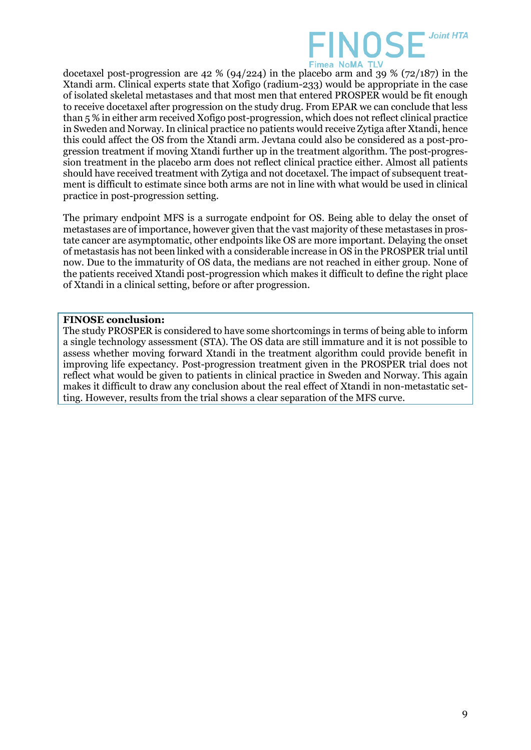docetaxel post-progression are 42 % (94/224) in the placebo arm and 39 % (72/187) in the Xtandi arm. Clinical experts state that Xofigo (radium-233) would be appropriate in the case of isolated skeletal metastases and that most men that entered PROSPER would be fit enough to receive docetaxel after progression on the study drug. From EPAR we can conclude that less than 5 % in either arm received Xofigo post-progression, which does not reflect clinical practice in Sweden and Norway. In clinical practice no patients would receive Zytiga after Xtandi, hence this could affect the OS from the Xtandi arm. Jevtana could also be considered as a post-progression treatment if moving Xtandi further up in the treatment algorithm. The post-progression treatment in the placebo arm does not reflect clinical practice either. Almost all patients should have received treatment with Zytiga and not docetaxel. The impact of subsequent treatment is difficult to estimate since both arms are not in line with what would be used in clinical practice in post-progression setting.

The primary endpoint MFS is a surrogate endpoint for OS. Being able to delay the onset of metastases are of importance, however given that the vast majority of these metastases in prostate cancer are asymptomatic, other endpoints like OS are more important. Delaying the onset of metastasis has not been linked with a considerable increase in OS in the PROSPER trial until now. Due to the immaturity of OS data, the medians are not reached in either group. None of the patients received Xtandi post-progression which makes it difficult to define the right place of Xtandi in a clinical setting, before or after progression.

**FINOSE conclusion:**
The study PROSPER is considered to have some shortcomings in terms of being able to inform a single technology assessment (STA). The OS data are still immature and it is not possible to assess whether moving forward Xtandi in the treatment algorithm could provide benefit in improving life expectancy. Post-progression treatment given in the PROSPER trial does not reflect what would be given to patients in clinical practice in Sweden and Norway. This again makes it difficult to draw any conclusion about the real effect of Xtandi in non-metastatic setting. However, results from the trial shows a clear separation of the MFS curve.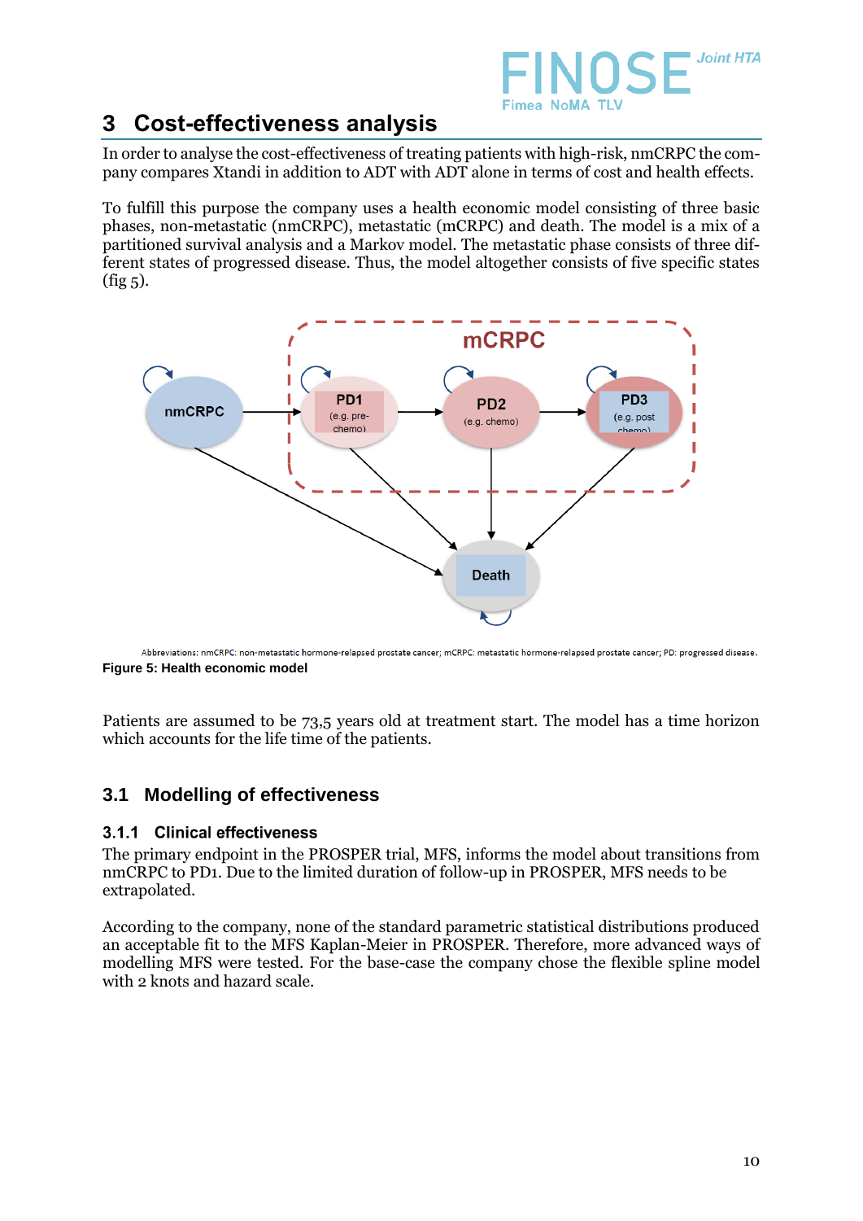# 3 Cost-effectiveness analysis

In order to analyse the cost-effectiveness of treating patients with high-risk, nmCRPC the company compares Xtandi in addition to ADT with ADT alone in terms of cost and health effects.

To fulfill this purpose the company uses a health economic model consisting of three basic phases, non-metastatic (nmCRPC), metastatic (mCRPC) and death. The model is a mix of a partitioned survival analysis and a Markov model. The metastatic phase consists of three different states of progressed disease. Thus, the model altogether consists of five specific states (fig 5).

Abbreviations: nmCRPC: non-metastatic hormone-relapsed prostate cancer; mCRPC: metastatic hormone-relapsed prostate cancer; PD: progressed disease.

**Figure 5: Health economic model**

Patients are assumed to be 73,5 years old at treatment start. The model has a time horizon which accounts for the life time of the patients.

## 3.1 Modelling of effectiveness

### 3.1.1 Clinical effectiveness

The primary endpoint in the PROSPER trial, MFS, informs the model about transitions from nmCRPC to PD1. Due to the limited duration of follow-up in PROSPER, MFS needs to be extrapolated.

According to the company, none of the standard parametric statistical distributions produced an acceptable fit to the MFS Kaplan-Meier in PROSPER. Therefore, more advanced ways of modelling MFS were tested. For the base-case the company chose the flexible spline model with 2 knots and hazard scale.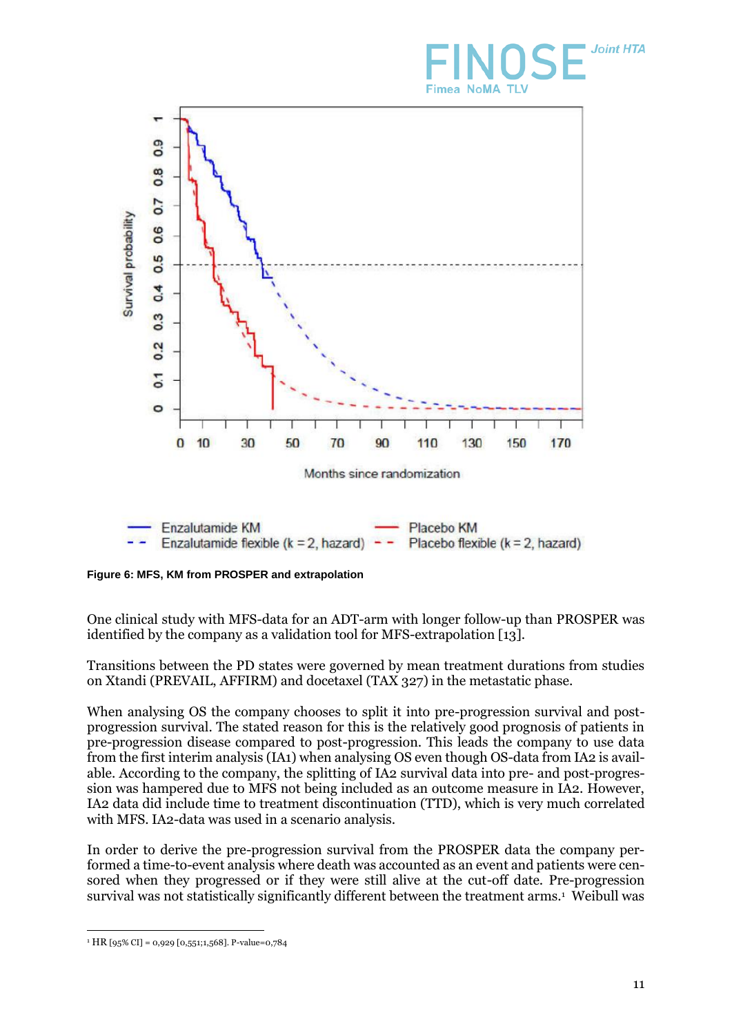Figure 6: MFS, KM from PROSPER and extrapolation

One clinical study with MFS-data for an ADT-arm with longer follow-up than PROSPER was identified by the company as a validation tool for MFS-extrapolation [13].

Transitions between the PD states were governed by mean treatment durations from studies on Xtandi (PREVAIL, AFFIRM) and docetaxel (TAX 327) in the metastatic phase.

When analysing OS the company chooses to split it into pre-progression survival and post-progression survival. The stated reason for this is the relatively good prognosis of patients in pre-progression disease compared to post-progression. This leads the company to use data from the first interim analysis (IA1) when analysing OS even though OS-data from IA2 is available. According to the company, the splitting of IA2 survival data into pre- and post-progression was hampered due to MFS not being included as an outcome measure in IA2. However, IA2 data did include time to treatment discontinuation (TTD), which is very much correlated with MFS. IA2-data was used in a scenario analysis.

In order to derive the pre-progression survival from the PROSPER data the company performed a time-to-event analysis where death was accounted as an event and patients were censored when they progressed or if they were still alive at the cut-off date. Pre-progression survival was not statistically significantly different between the treatment arms.[1] Weibull was

[1] HR [95% CI] = 0,929 [0,551;1,568]. P-value=0,784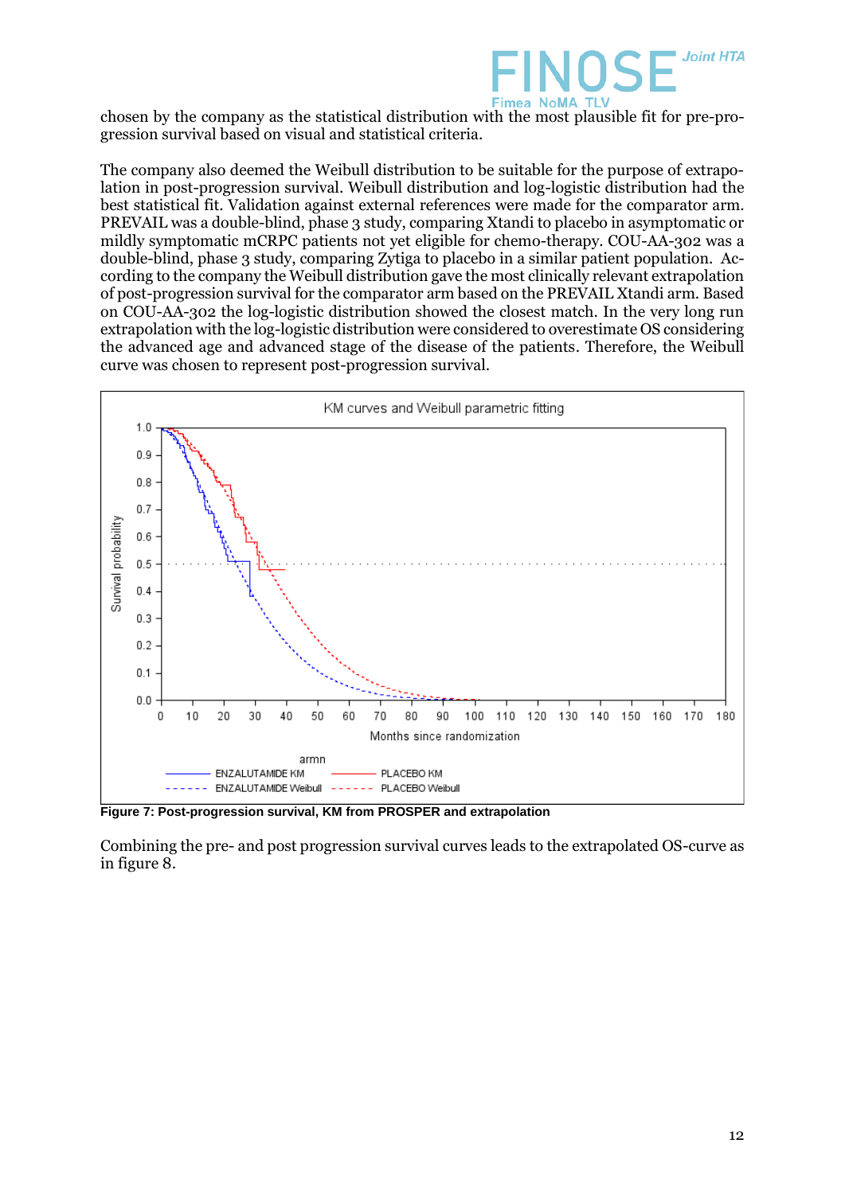chosen by the company as the statistical distribution with the most plausible fit for pre-progression survival based on visual and statistical criteria.

The company also deemed the Weibull distribution to be suitable for the purpose of extrapolation in post-progression survival. Weibull distribution and log-logistic distribution had the best statistical fit. Validation against external references were made for the comparator arm. PREVAIL was a double-blind, phase 3 study, comparing Xtandi to placebo in asymptomatic or mildly symptomatic mCRPC patients not yet eligible for chemo-therapy. COU-AA-302 was a double-blind, phase 3 study, comparing Zytiga to placebo in a similar patient population. According to the company the Weibull distribution gave the most clinically relevant extrapolation of post-progression survival for the comparator arm based on the PREVAIL Xtandi arm. Based on COU-AA-302 the log-logistic distribution showed the closest match. In the very long run extrapolation with the log-logistic distribution were considered to overestimate OS considering the advanced age and advanced stage of the disease of the patients. Therefore, the Weibull curve was chosen to represent post-progression survival.

**Figure 7: Post-progression survival, KM from PROSPER and extrapolation**

Combining the pre- and post progression survival curves leads to the extrapolated OS-curve as in figure 8.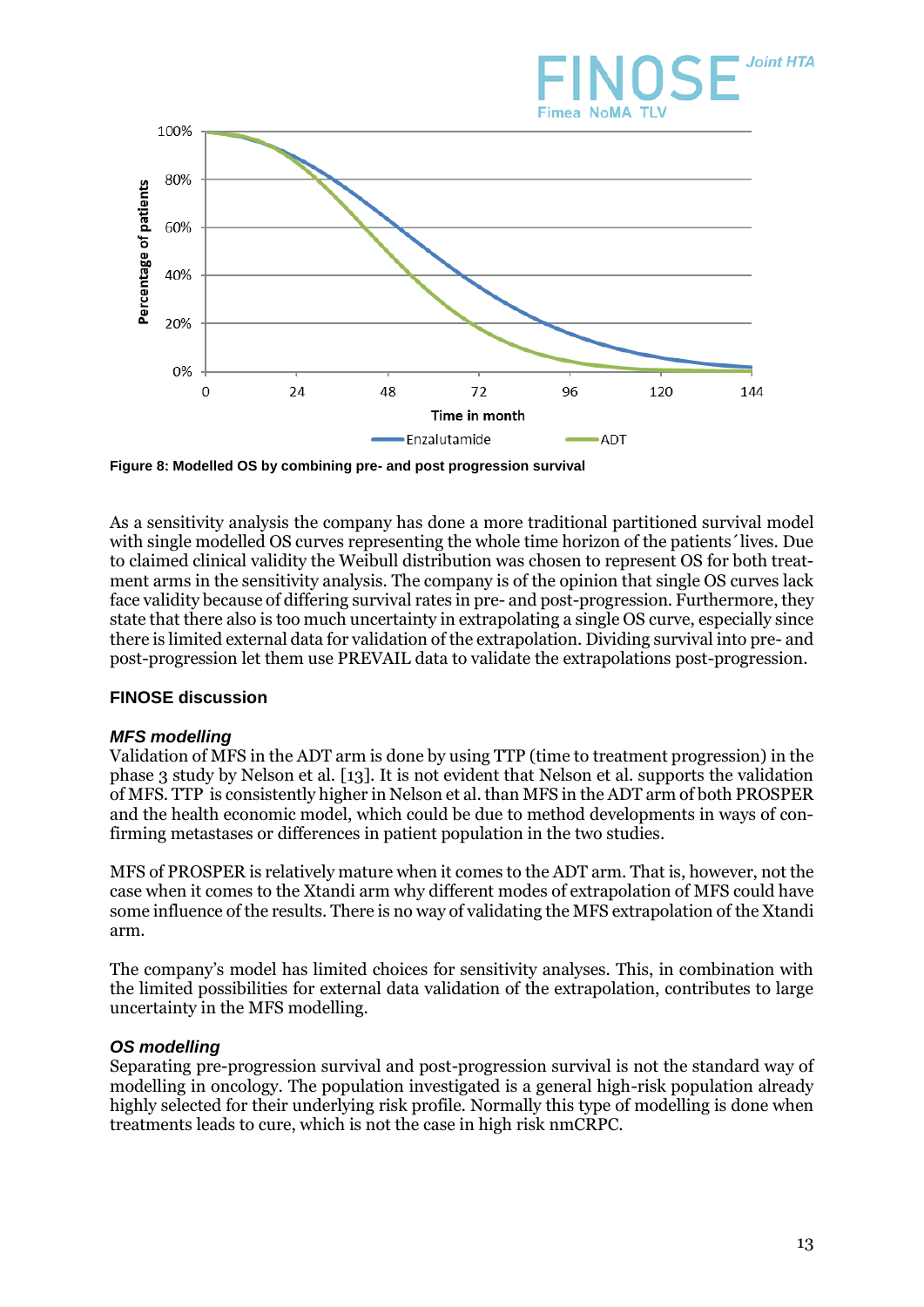**Figure 8: Modelled OS by combining pre- and post progression survival**

As a sensitivity analysis the company has done a more traditional partitioned survival model with single modelled OS curves representing the whole time horizon of the patients´lives. Due to claimed clinical validity the Weibull distribution was chosen to represent OS for both treatment arms in the sensitivity analysis. The company is of the opinion that single OS curves lack face validity because of differing survival rates in pre- and post-progression. Furthermore, they state that there also is too much uncertainty in extrapolating a single OS curve, especially since there is limited external data for validation of the extrapolation. Dividing survival into pre- and post-progression let them use PREVAIL data to validate the extrapolations post-progression.

## FINOSE discussion

### *MFS modelling*

Validation of MFS in the ADT arm is done by using TTP (time to treatment progression) in the phase 3 study by Nelson et al. [13]. It is not evident that Nelson et al. supports the validation of MFS. TTP is consistently higher in Nelson et al. than MFS in the ADT arm of both PROSPER and the health economic model, which could be due to method developments in ways of confirming metastases or differences in patient population in the two studies.

MFS of PROSPER is relatively mature when it comes to the ADT arm. That is, however, not the case when it comes to the Xtandi arm why different modes of extrapolation of MFS could have some influence of the results. There is no way of validating the MFS extrapolation of the Xtandi arm.

The company's model has limited choices for sensitivity analyses. This, in combination with the limited possibilities for external data validation of the extrapolation, contributes to large uncertainty in the MFS modelling.

### *OS modelling*

Separating pre-progression survival and post-progression survival is not the standard way of modelling in oncology. The population investigated is a general high-risk population already highly selected for their underlying risk profile. Normally this type of modelling is done when treatments leads to cure, which is not the case in high risk nmCRPC.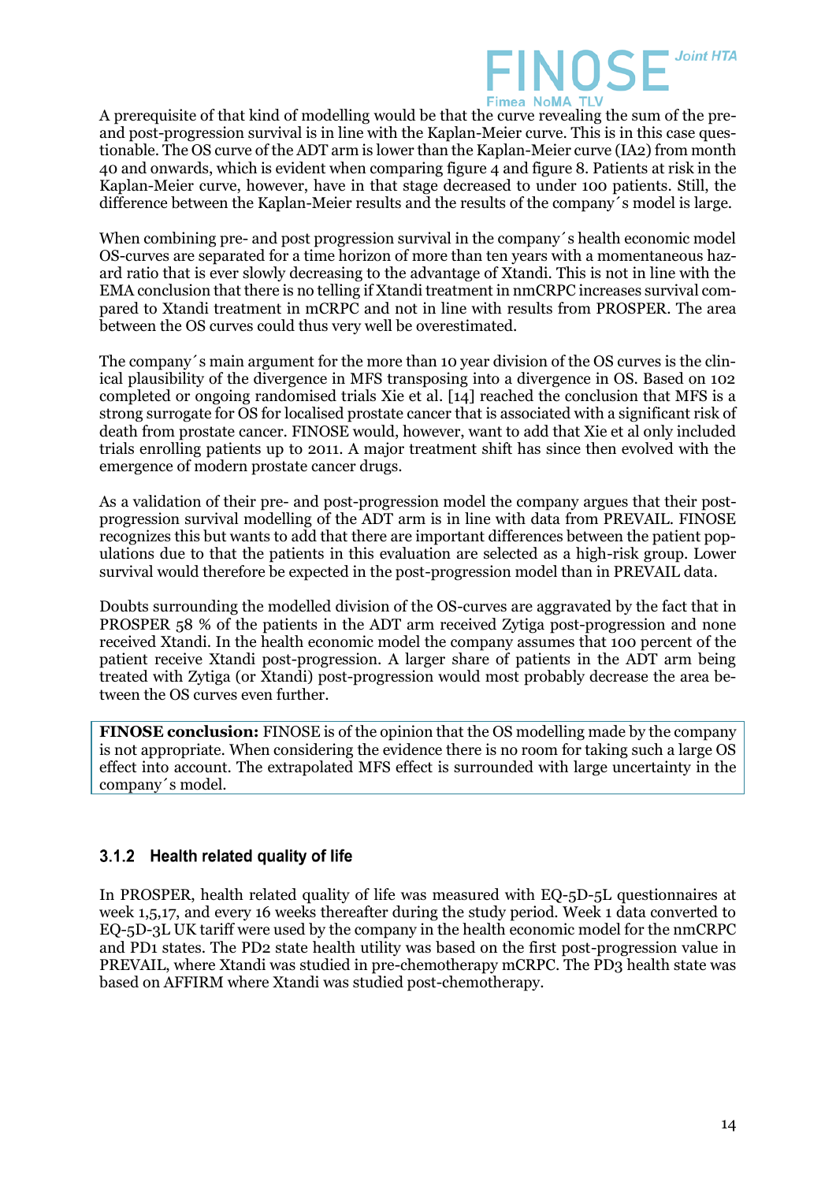A prerequisite of that kind of modelling would be that the curve revealing the sum of the pre- and post-progression survival is in line with the Kaplan-Meier curve. This is in this case questionable. The OS curve of the ADT arm is lower than the Kaplan-Meier curve (IA2) from month 40 and onwards, which is evident when comparing figure 4 and figure 8. Patients at risk in the Kaplan-Meier curve, however, have in that stage decreased to under 100 patients. Still, the difference between the Kaplan-Meier results and the results of the company´s model is large.

When combining pre- and post progression survival in the company´s health economic model OS-curves are separated for a time horizon of more than ten years with a momentaneous hazard ratio that is ever slowly decreasing to the advantage of Xtandi. This is not in line with the EMA conclusion that there is no telling if Xtandi treatment in nmCRPC increases survival compared to Xtandi treatment in mCRPC and not in line with results from PROSPER. The area between the OS curves could thus very well be overestimated.

The company´s main argument for the more than 10 year division of the OS curves is the clinical plausibility of the divergence in MFS transposing into a divergence in OS. Based on 102 completed or ongoing randomised trials Xie et al. [14] reached the conclusion that MFS is a strong surrogate for OS for localised prostate cancer that is associated with a significant risk of death from prostate cancer. FINOSE would, however, want to add that Xie et al only included trials enrolling patients up to 2011. A major treatment shift has since then evolved with the emergence of modern prostate cancer drugs.

As a validation of their pre- and post-progression model the company argues that their post-progression survival modelling of the ADT arm is in line with data from PREVAIL. FINOSE recognizes this but wants to add that there are important differences between the patient populations due to that the patients in this evaluation are selected as a high-risk group. Lower survival would therefore be expected in the post-progression model than in PREVAIL data.

Doubts surrounding the modelled division of the OS-curves are aggravated by the fact that in PROSPER 58 % of the patients in the ADT arm received Zytiga post-progression and none received Xtandi. In the health economic model the company assumes that 100 percent of the patient receive Xtandi post-progression. A larger share of patients in the ADT arm being treated with Zytiga (or Xtandi) post-progression would most probably decrease the area between the OS curves even further.

**FINOSE conclusion:** FINOSE is of the opinion that the OS modelling made by the company is not appropriate. When considering the evidence there is no room for taking such a large OS effect into account. The extrapolated MFS effect is surrounded with large uncertainty in the company´s model.

### 3.1.2 Health related quality of life

In PROSPER, health related quality of life was measured with EQ-5D-5L questionnaires at week 1,5,17, and every 16 weeks thereafter during the study period. Week 1 data converted to EQ-5D-3L UK tariff were used by the company in the health economic model for the nmCRPC and PD1 states. The PD2 state health utility was based on the first post-progression value in PREVAIL, where Xtandi was studied in pre-chemotherapy mCRPC. The PD3 health state was based on AFFIRM where Xtandi was studied post-chemotherapy.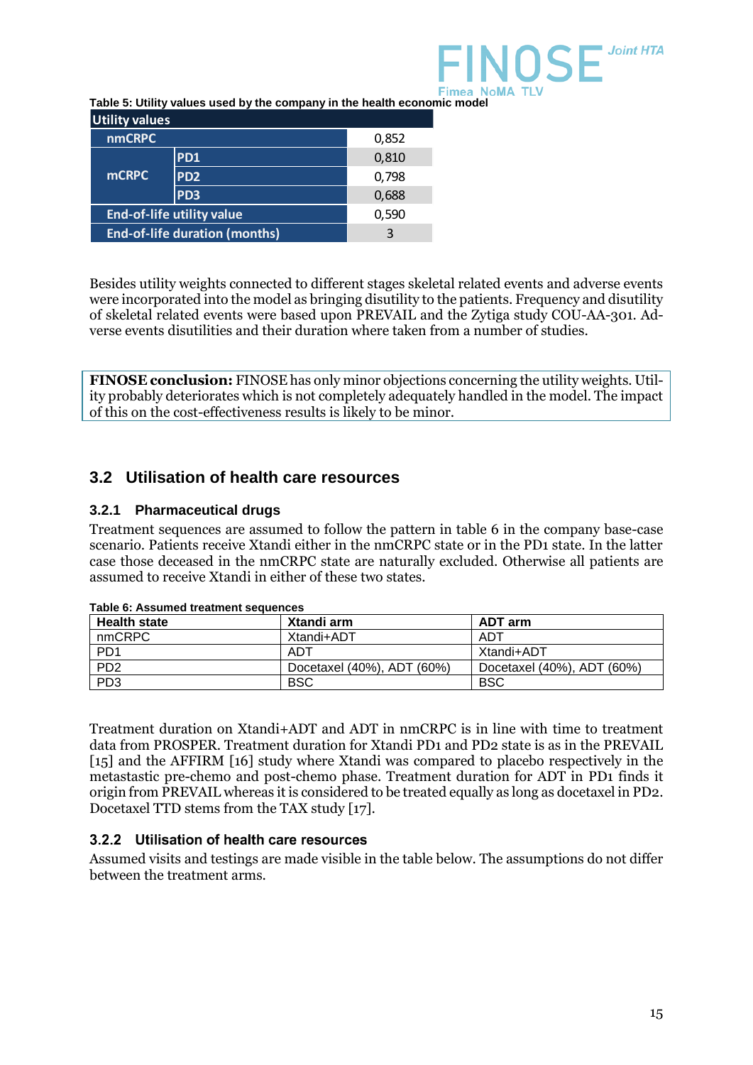Table 5: Utility values used by the company in the health economic model

| Utility values | | |
|---|---|---|
| nmCRPC | | 0,852 |
| mCRPC | PD1 | 0,810 |
| | PD2 | 0,798 |
| | PD3 | 0,688 |
| End-of-life utility value | | 0,590 |
| End-of-life duration (months) | | 3 |

Besides utility weights connected to different stages skeletal related events and adverse events were incorporated into the model as bringing disutility to the patients. Frequency and disutility of skeletal related events were based upon PREVAIL and the Zytiga study COU-AA-301. Adverse events disutilities and their duration where taken from a number of studies.

**FINOSE conclusion:** FINOSE has only minor objections concerning the utility weights. Utility probably deteriorates which is not completely adequately handled in the model. The impact of this on the cost-effectiveness results is likely to be minor.

## 3.2 Utilisation of health care resources

### 3.2.1 Pharmaceutical drugs

Treatment sequences are assumed to follow the pattern in table 6 in the company base-case scenario. Patients receive Xtandi either in the nmCRPC state or in the PD1 state. In the latter case those deceased in the nmCRPC state are naturally excluded. Otherwise all patients are assumed to receive Xtandi in either of these two states.

Table 6: Assumed treatment sequences

| Health state | Xtandi arm | ADT arm |
|---|---|---|
| nmCRPC | Xtandi+ADT | ADT |
| PD1 | ADT | Xtandi+ADT |
| PD2 | Docetaxel (40%), ADT (60%) | Docetaxel (40%), ADT (60%) |
| PD3 | BSC | BSC |

Treatment duration on Xtandi+ADT and ADT in nmCRPC is in line with time to treatment data from PROSPER. Treatment duration for Xtandi PD1 and PD2 state is as in the PREVAIL [15] and the AFFIRM [16] study where Xtandi was compared to placebo respectively in the metastastic pre-chemo and post-chemo phase. Treatment duration for ADT in PD1 finds it origin from PREVAIL whereas it is considered to be treated equally as long as docetaxel in PD2. Docetaxel TTD stems from the TAX study [17].

### 3.2.2 Utilisation of health care resources

Assumed visits and testings are made visible in the table below. The assumptions do not differ between the treatment arms.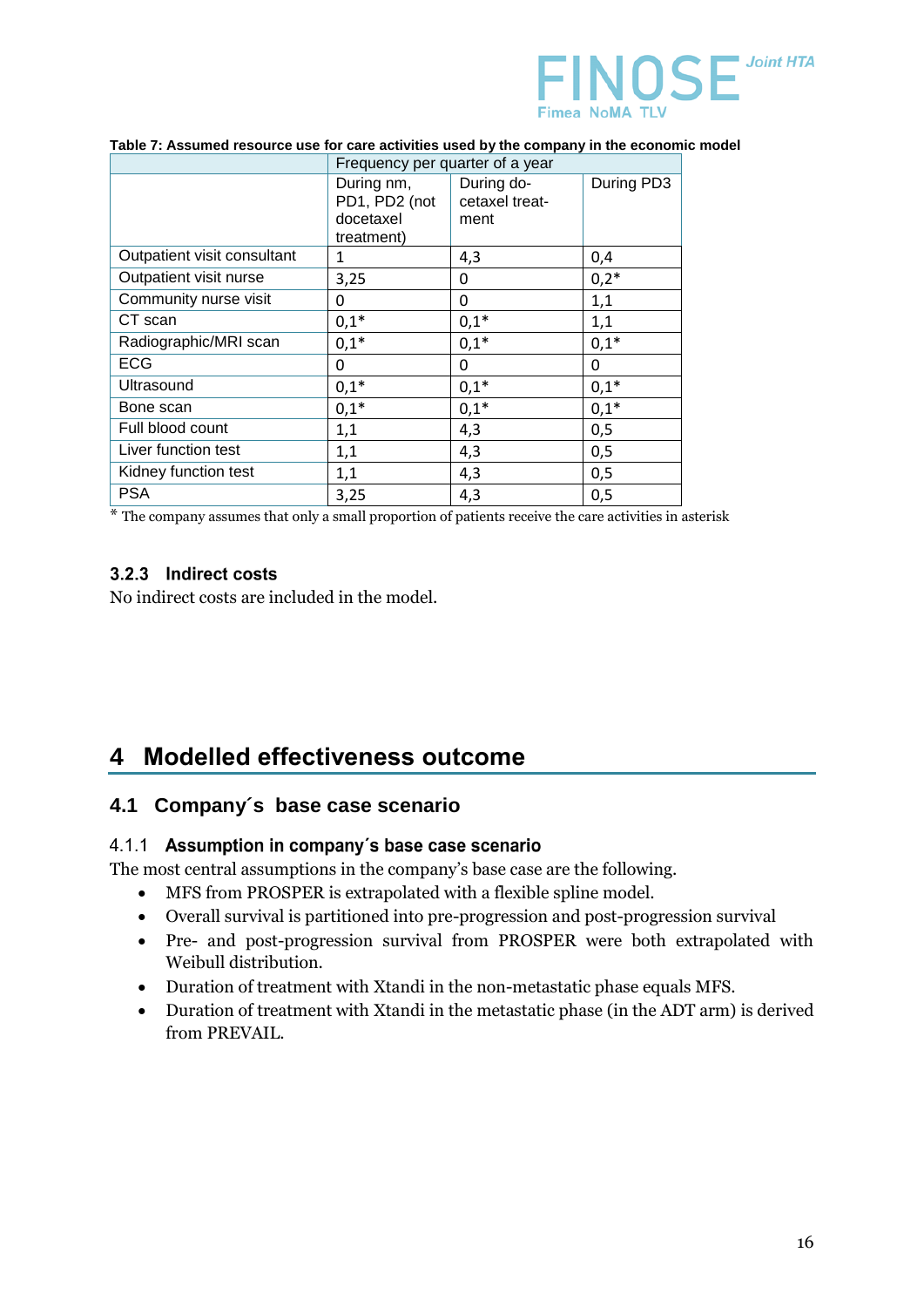**Table 7: Assumed resource use for care activities used by the company in the economic model**

| | Frequency per quarter of a year | | |
|---|---|---|---|
| | During nm, PD1, PD2 (not docetaxel treatment) | During docetaxel treatment | During PD3 |
| Outpatient visit consultant | 1 | 4,3 | 0,4 |
| Outpatient visit nurse | 3,25 | 0 | 0,2* |
| Community nurse visit | 0 | 0 | 1,1 |
| CT scan | 0,1* | 0,1* | 1,1 |
| Radiographic/MRI scan | 0,1* | 0,1* | 0,1* |
| ECG | 0 | 0 | 0 |
| Ultrasound | 0,1* | 0,1* | 0,1* |
| Bone scan | 0,1* | 0,1* | 0,1* |
| Full blood count | 1,1 | 4,3 | 0,5 |
| Liver function test | 1,1 | 4,3 | 0,5 |
| Kidney function test | 1,1 | 4,3 | 0,5 |
| PSA | 3,25 | 4,3 | 0,5 |

* The company assumes that only a small proportion of patients receive the care activities in asterisk

### 3.2.3 Indirect costs

No indirect costs are included in the model.

# 4 Modelled effectiveness outcome

## 4.1 Company´s base case scenario

### 4.1.1 Assumption in company´s base case scenario

The most central assumptions in the company's base case are the following.

- MFS from PROSPER is extrapolated with a flexible spline model.
- Overall survival is partitioned into pre-progression and post-progression survival
- Pre- and post-progression survival from PROSPER were both extrapolated with Weibull distribution.
- Duration of treatment with Xtandi in the non-metastatic phase equals MFS.
- Duration of treatment with Xtandi in the metastatic phase (in the ADT arm) is derived from PREVAIL.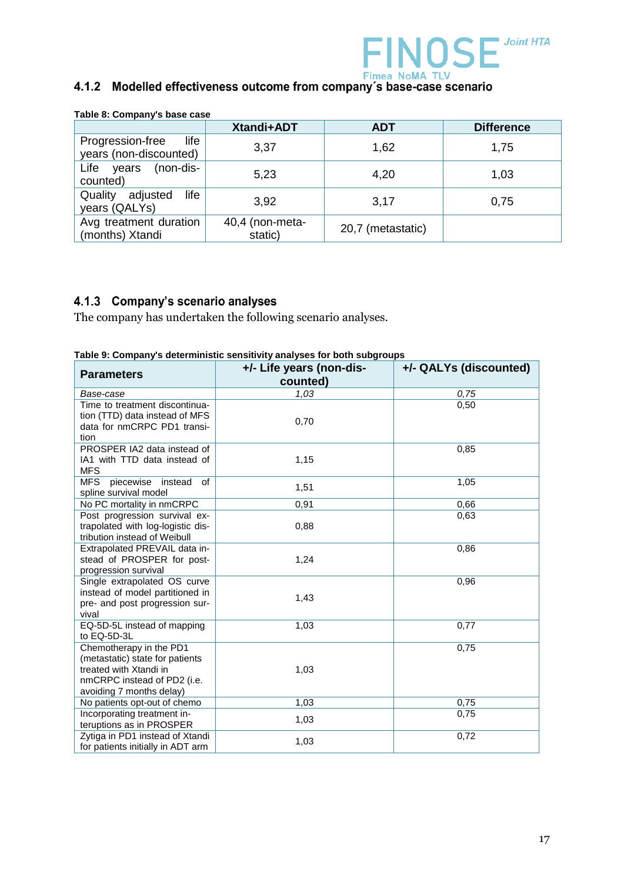### 4.1.2 Modelled effectiveness outcome from company´s base-case scenario

**Table 8: Company's base case**

| | Xtandi+ADT | ADT | Difference |
|---|---|---|---|
| Progression-free life years (non-discounted) | 3,37 | 1,62 | 1,75 |
| Life years (non-discounted) | 5,23 | 4,20 | 1,03 |
| Quality adjusted life years (QALYs) | 3,92 | 3,17 | 0,75 |
| Avg treatment duration (months) Xtandi | 40,4 (non-metastatic) | 20,7 (metastatic) | |

### 4.1.3 Company's scenario analyses

The company has undertaken the following scenario analyses.

**Table 9: Company's deterministic sensitivity analyses for both subgroups**

| Parameters | +/- Life years (non-discounted) | +/- QALYs (discounted) |
|---|---|---|
| *Base-case* | *1,03* | *0,75* |
| Time to treatment discontinuation (TTD) data instead of MFS data for nmCRPC PD1 transition | 0,70 | 0,50 |
| PROSPER IA2 data instead of IA1 with TTD data instead of MFS | 1,15 | 0,85 |
| MFS piecewise instead of spline survival model | 1,51 | 1,05 |
| No PC mortality in nmCRPC | 0,91 | 0,66 |
| Post progression survival extrapolated with log-logistic distribution instead of Weibull | 0,88 | 0,63 |
| Extrapolated PREVAIL data instead of PROSPER for post-progression survival | 1,24 | 0,86 |
| Single extrapolated OS curve instead of model partitioned in pre- and post progression survival | 1,43 | 0,96 |
| EQ-5D-5L instead of mapping to EQ-5D-3L | 1,03 | 0,77 |
| Chemotherapy in the PD1 (metastatic) state for patients treated with Xtandi in nmCRPC instead of PD2 (i.e. avoiding 7 months delay) | 1,03 | 0,75 |
| No patients opt-out of chemo | 1,03 | 0,75 |
| Incorporating treatment interuptions as in PROSPER | 1,03 | 0,75 |
| Zytiga in PD1 instead of Xtandi for patients initially in ADT arm | 1,03 | 0,72 |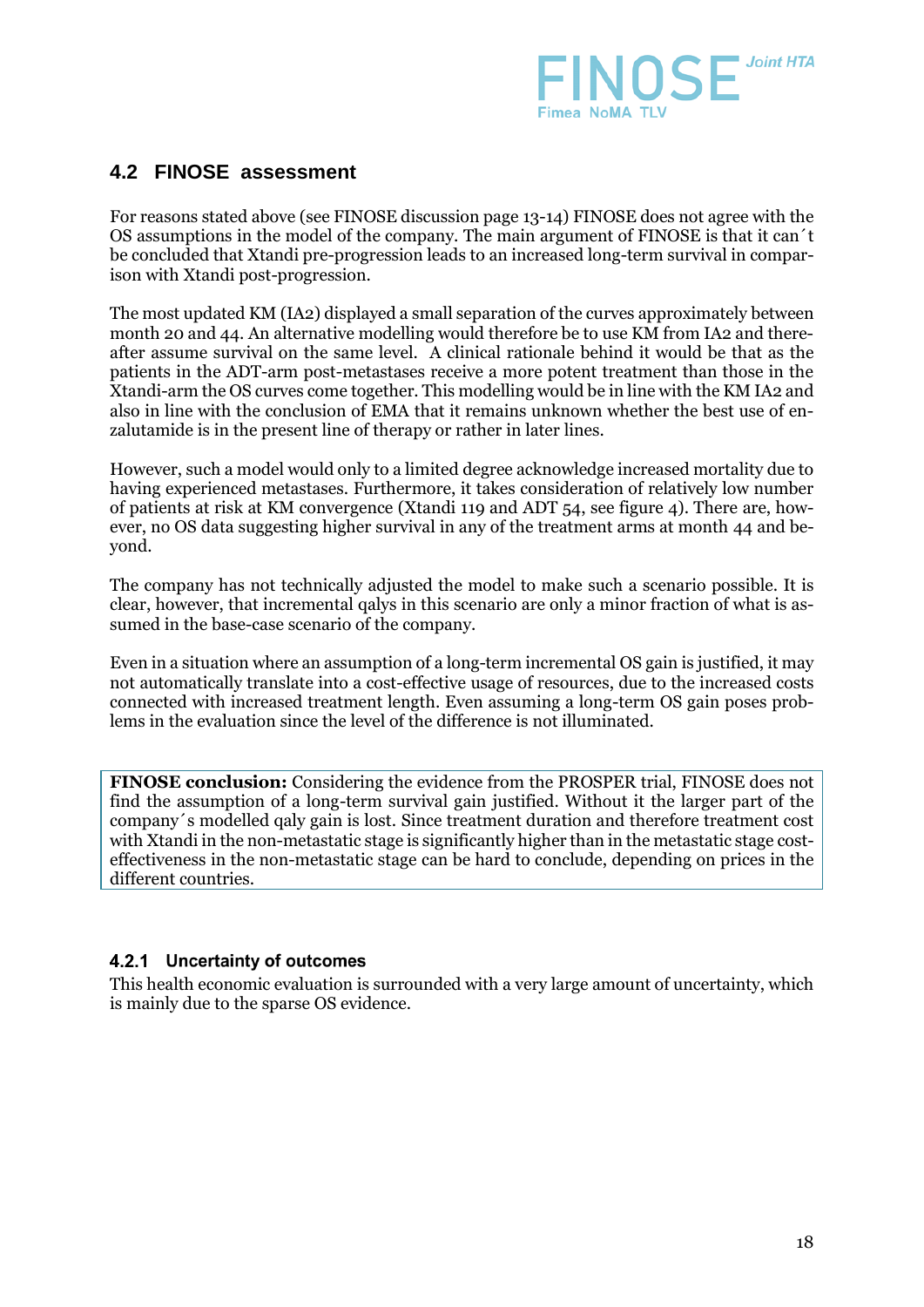## 4.2 FINOSE assessment

For reasons stated above (see FINOSE discussion page 13-14) FINOSE does not agree with the OS assumptions in the model of the company. The main argument of FINOSE is that it can´t be concluded that Xtandi pre-progression leads to an increased long-term survival in comparison with Xtandi post-progression.

The most updated KM (IA2) displayed a small separation of the curves approximately between month 20 and 44. An alternative modelling would therefore be to use KM from IA2 and thereafter assume survival on the same level. A clinical rationale behind it would be that as the patients in the ADT-arm post-metastases receive a more potent treatment than those in the Xtandi-arm the OS curves come together. This modelling would be in line with the KM IA2 and also in line with the conclusion of EMA that it remains unknown whether the best use of enzalutamide is in the present line of therapy or rather in later lines.

However, such a model would only to a limited degree acknowledge increased mortality due to having experienced metastases. Furthermore, it takes consideration of relatively low number of patients at risk at KM convergence (Xtandi 119 and ADT 54, see figure 4). There are, however, no OS data suggesting higher survival in any of the treatment arms at month 44 and beyond.

The company has not technically adjusted the model to make such a scenario possible. It is clear, however, that incremental qalys in this scenario are only a minor fraction of what is assumed in the base-case scenario of the company.

Even in a situation where an assumption of a long-term incremental OS gain is justified, it may not automatically translate into a cost-effective usage of resources, due to the increased costs connected with increased treatment length. Even assuming a long-term OS gain poses problems in the evaluation since the level of the difference is not illuminated.

**FINOSE conclusion:** Considering the evidence from the PROSPER trial, FINOSE does not find the assumption of a long-term survival gain justified. Without it the larger part of the company´s modelled qaly gain is lost. Since treatment duration and therefore treatment cost with Xtandi in the non-metastatic stage is significantly higher than in the metastatic stage cost-effectiveness in the non-metastatic stage can be hard to conclude, depending on prices in the different countries.

### 4.2.1 Uncertainty of outcomes

This health economic evaluation is surrounded with a very large amount of uncertainty, which is mainly due to the sparse OS evidence.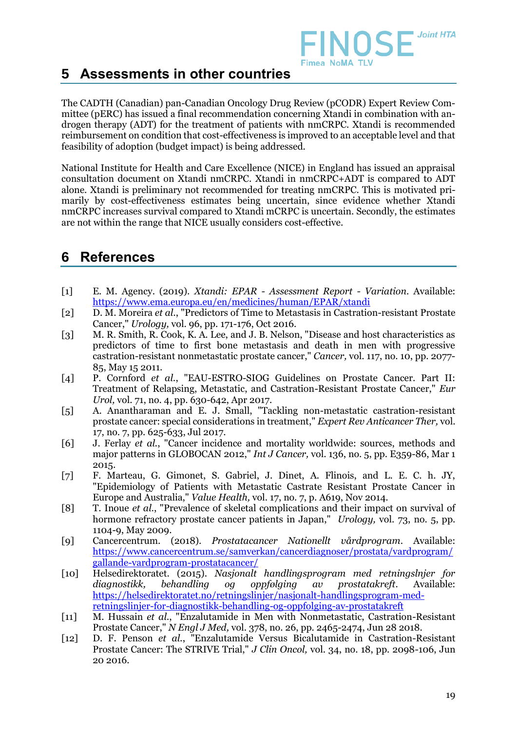# 5 Assessments in other countries

The CADTH (Canadian) pan-Canadian Oncology Drug Review (pCODR) Expert Review Committee (pERC) has issued a final recommendation concerning Xtandi in combination with androgen therapy (ADT) for the treatment of patients with nmCRPC. Xtandi is recommended reimbursement on condition that cost-effectiveness is improved to an acceptable level and that feasibility of adoption (budget impact) is being addressed.

National Institute for Health and Care Excellence (NICE) in England has issued an appraisal consultation document on Xtandi nmCRPC. Xtandi in nmCRPC+ADT is compared to ADT alone. Xtandi is preliminary not recommended for treating nmCRPC. This is motivated primarily by cost-effectiveness estimates being uncertain, since evidence whether Xtandi nmCRPC increases survival compared to Xtandi mCRPC is uncertain. Secondly, the estimates are not within the range that NICE usually considers cost-effective.

# 6 References

[1] E. M. Agency. (2019). *Xtandi: EPAR - Assessment Report - Variation*. Available: https://www.ema.europa.eu/en/medicines/human/EPAR/xtandi

[2] D. M. Moreira *et al.*, "Predictors of Time to Metastasis in Castration-resistant Prostate Cancer," *Urology,* vol. 96, pp. 171-176, Oct 2016.

[3] M. R. Smith, R. Cook, K. A. Lee, and J. B. Nelson, "Disease and host characteristics as predictors of time to first bone metastasis and death in men with progressive castration-resistant nonmetastatic prostate cancer," *Cancer,* vol. 117, no. 10, pp. 2077-85, May 15 2011.

[4] P. Cornford *et al.*, "EAU-ESTRO-SIOG Guidelines on Prostate Cancer. Part II: Treatment of Relapsing, Metastatic, and Castration-Resistant Prostate Cancer," *Eur Urol,* vol. 71, no. 4, pp. 630-642, Apr 2017.

[5] A. Anantharaman and E. J. Small, "Tackling non-metastatic castration-resistant prostate cancer: special considerations in treatment," *Expert Rev Anticancer Ther,* vol. 17, no. 7, pp. 625-633, Jul 2017.

[6] J. Ferlay *et al.*, "Cancer incidence and mortality worldwide: sources, methods and major patterns in GLOBOCAN 2012," *Int J Cancer,* vol. 136, no. 5, pp. E359-86, Mar 1 2015.

[7] F. Marteau, G. Gimonet, S. Gabriel, J. Dinet, A. Flinois, and L. E. C. h. JY, "Epidemiology of Patients with Metastatic Castrate Resistant Prostate Cancer in Europe and Australia," *Value Health,* vol. 17, no. 7, p. A619, Nov 2014.

[8] T. Inoue *et al.*, "Prevalence of skeletal complications and their impact on survival of hormone refractory prostate cancer patients in Japan," *Urology,* vol. 73, no. 5, pp. 1104-9, May 2009.

[9] Cancercentrum. (2018). *Prostatacancer Nationellt vårdprogram*. Available: https://www.cancercentrum.se/samverkan/cancerdiagnoser/prostata/vardprogram/gallande-vardprogram-prostatacancer/

[10] Helsedirektoratet. (2015). *Nasjonalt handlingsprogram med retningslnjer for diagnostikk, behandling og oppfølging av prostatakreft*. Available: https://helsedirektoratet.no/retningslinjer/nasjonalt-handlingsprogram-med-retningslinjer-for-diagnostikk-behandling-og-oppfolging-av-prostatakreft

[11] M. Hussain *et al.*, "Enzalutamide in Men with Nonmetastatic, Castration-Resistant Prostate Cancer," *N Engl J Med,* vol. 378, no. 26, pp. 2465-2474, Jun 28 2018.

[12] D. F. Penson *et al.*, "Enzalutamide Versus Bicalutamide in Castration-Resistant Prostate Cancer: The STRIVE Trial," *J Clin Oncol,* vol. 34, no. 18, pp. 2098-106, Jun 20 2016.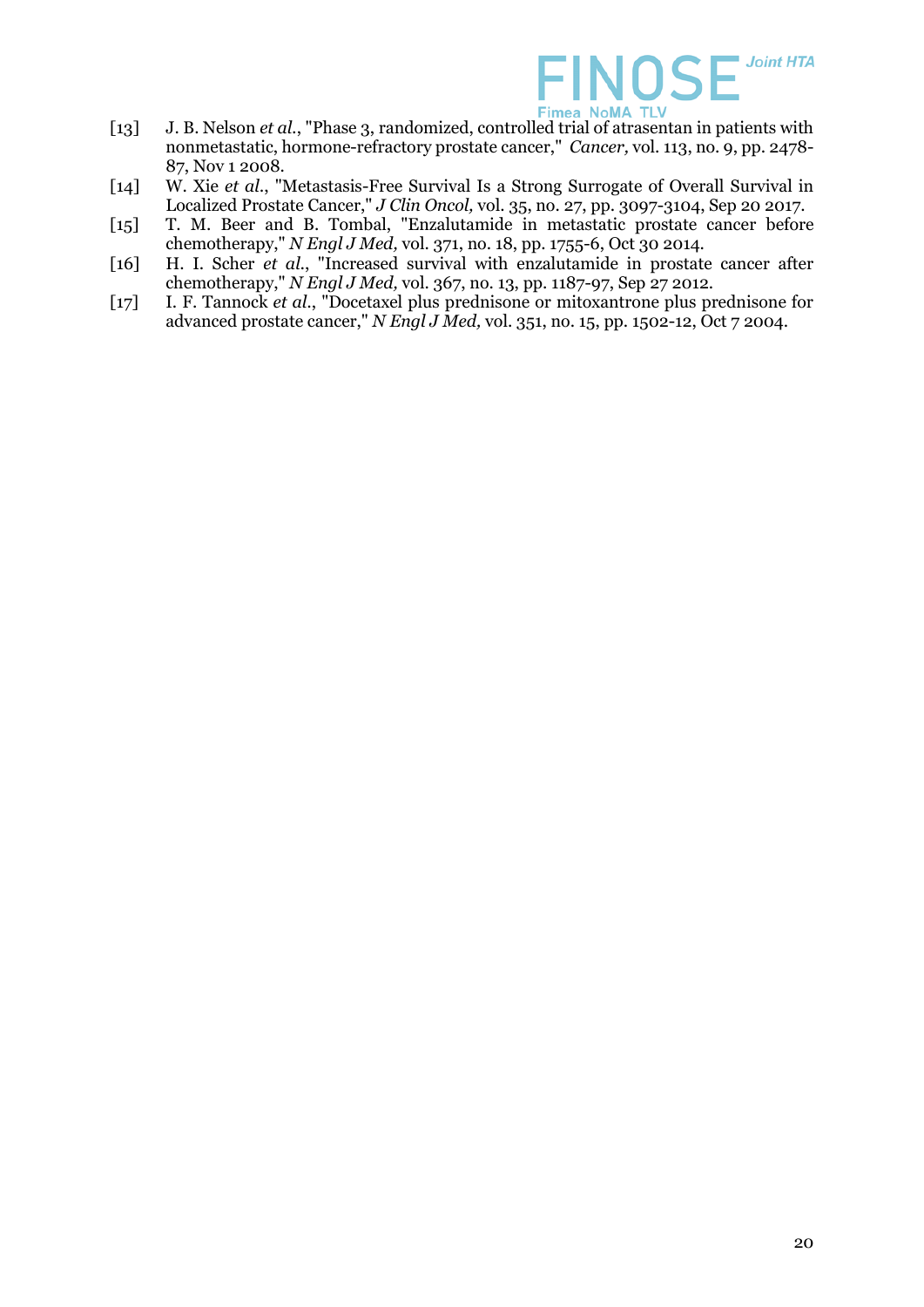[13] J. B. Nelson *et al.*, "Phase 3, randomized, controlled trial of atrasentan in patients with nonmetastatic, hormone-refractory prostate cancer," *Cancer,* vol. 113, no. 9, pp. 2478-87, Nov 1 2008.

[14] W. Xie *et al.*, "Metastasis-Free Survival Is a Strong Surrogate of Overall Survival in Localized Prostate Cancer," *J Clin Oncol,* vol. 35, no. 27, pp. 3097-3104, Sep 20 2017.

[15] T. M. Beer and B. Tombal, "Enzalutamide in metastatic prostate cancer before chemotherapy," *N Engl J Med,* vol. 371, no. 18, pp. 1755-6, Oct 30 2014.

[16] H. I. Scher *et al.*, "Increased survival with enzalutamide in prostate cancer after chemotherapy," *N Engl J Med,* vol. 367, no. 13, pp. 1187-97, Sep 27 2012.

[17] I. F. Tannock *et al.*, "Docetaxel plus prednisone or mitoxantrone plus prednisone for advanced prostate cancer," *N Engl J Med,* vol. 351, no. 15, pp. 1502-12, Oct 7 2004.